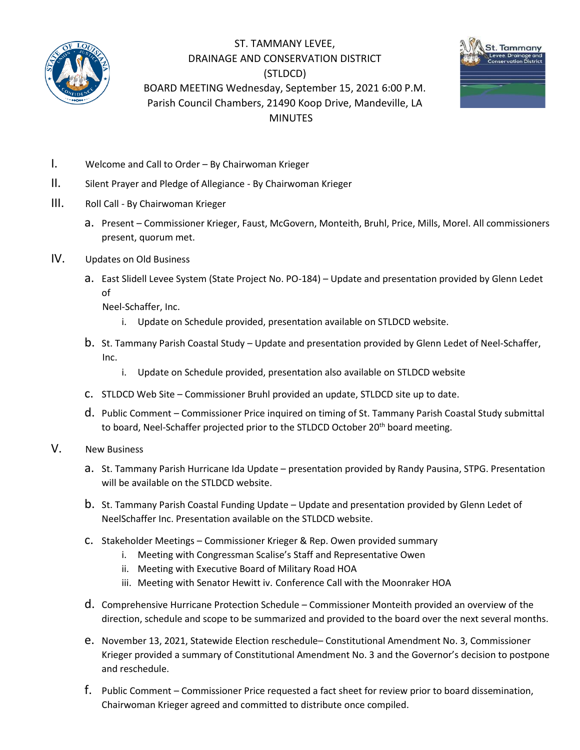# ST. TAMMANY LEVEE, DRAINAGE AND CONSERVATION DISTRICT (STLDCD)

## BOARD MEETING Wednesday, September 15, 2021 6:00 P.M.

## Parish Council Chambers, 21490 Koop Drive, Mandeville, LA

## MINUTES

I. Welcome and Call to Order – By Chairwoman Krieger

II. Silent Prayer and Pledge of Allegiance - By Chairwoman Krieger

III. Roll Call - By Chairwoman Krieger

   a. Present – Commissioner Krieger, Faust, McGovern, Monteith, Bruhl, Price, Mills, Morel. All commissioners present, quorum met.

IV. Updates on Old Business

   a. East Slidell Levee System (State Project No. PO-184) – Update and presentation provided by Glenn Ledet of Neel-Schaffer, Inc.

      i. Update on Schedule provided, presentation available on STLDCD website.

   b. St. Tammany Parish Coastal Study – Update and presentation provided by Glenn Ledet of Neel-Schaffer, Inc.

      i. Update on Schedule provided, presentation also available on STLDCD website

   c. STLDCD Web Site – Commissioner Bruhl provided an update, STLDCD site up to date.

   d. Public Comment – Commissioner Price inquired on timing of St. Tammany Parish Coastal Study submittal to board, Neel-Schaffer projected prior to the STLDCD October 20th board meeting.

V. New Business

   a. St. Tammany Parish Hurricane Ida Update – presentation provided by Randy Pausina, STPG. Presentation will be available on the STLDCD website.

   b. St. Tammany Parish Coastal Funding Update – Update and presentation provided by Glenn Ledet of NeelSchaffer Inc. Presentation available on the STLDCD website.

   c. Stakeholder Meetings – Commissioner Krieger & Rep. Owen provided summary

      i. Meeting with Congressman Scalise's Staff and Representative Owen
      ii. Meeting with Executive Board of Military Road HOA
      iii. Meeting with Senator Hewitt iv. Conference Call with the Moonraker HOA

   d. Comprehensive Hurricane Protection Schedule – Commissioner Monteith provided an overview of the direction, schedule and scope to be summarized and provided to the board over the next several months.

   e. November 13, 2021, Statewide Election reschedule– Constitutional Amendment No. 3, Commissioner Krieger provided a summary of Constitutional Amendment No. 3 and the Governor's decision to postpone and reschedule.

   f. Public Comment – Commissioner Price requested a fact sheet for review prior to board dissemination, Chairwoman Krieger agreed and committed to distribute once compiled.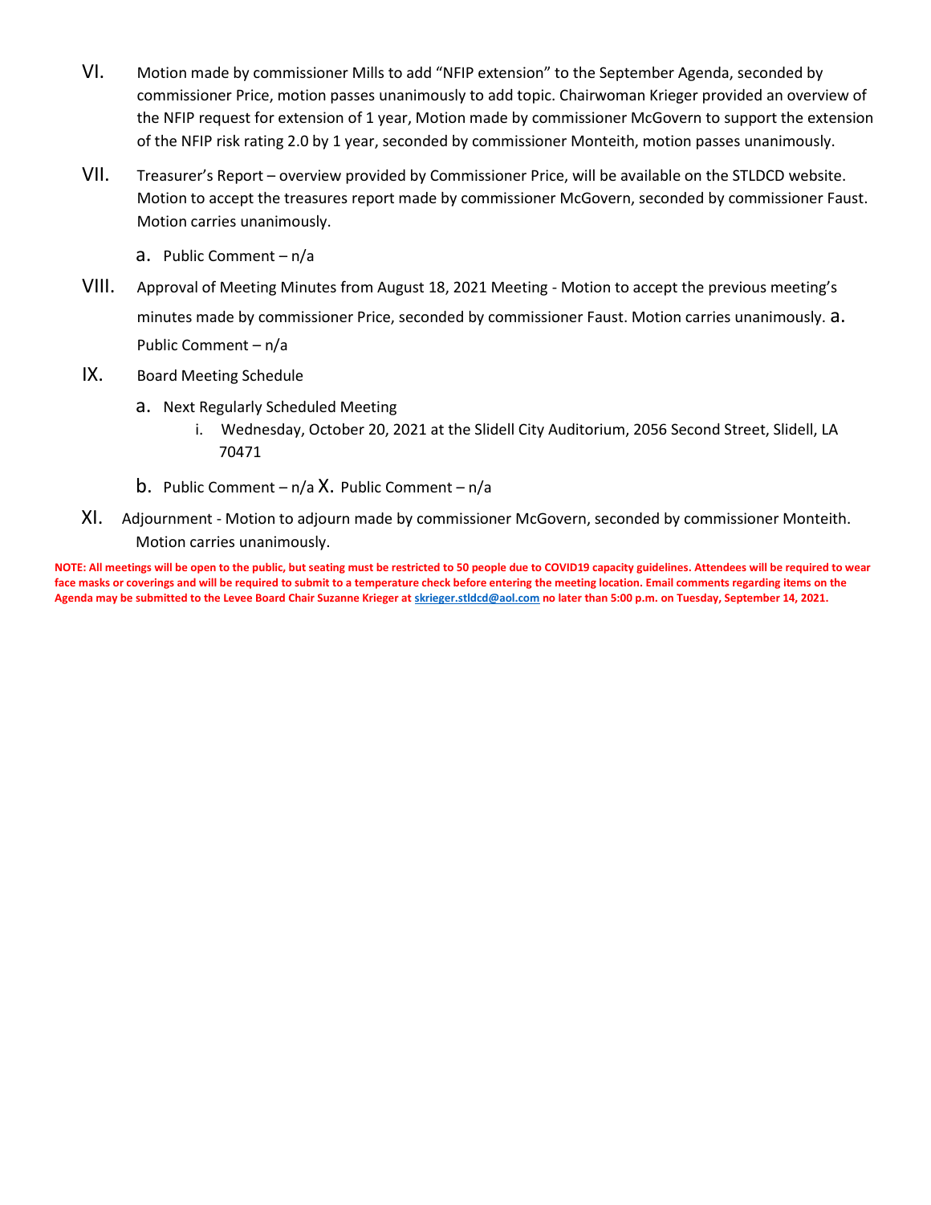VI. Motion made by commissioner Mills to add “NFIP extension” to the September Agenda, seconded by commissioner Price, motion passes unanimously to add topic. Chairwoman Krieger provided an overview of the NFIP request for extension of 1 year, Motion made by commissioner McGovern to support the extension of the NFIP risk rating 2.0 by 1 year, seconded by commissioner Monteith, motion passes unanimously.

VII. Treasurer’s Report – overview provided by Commissioner Price, will be available on the STLDCD website. Motion to accept the treasures report made by commissioner McGovern, seconded by commissioner Faust. Motion carries unanimously.

   a. Public Comment – n/a

VIII. Approval of Meeting Minutes from August 18, 2021 Meeting - Motion to accept the previous meeting’s minutes made by commissioner Price, seconded by commissioner Faust. Motion carries unanimously.

   a. Public Comment – n/a

IX. Board Meeting Schedule

   a. Next Regularly Scheduled Meeting

      i. Wednesday, October 20, 2021 at the Slidell City Auditorium, 2056 Second Street, Slidell, LA 70471

   b. Public Comment – n/a

X. Public Comment – n/a

XI. Adjournment - Motion to adjourn made by commissioner McGovern, seconded by commissioner Monteith. Motion carries unanimously.

**NOTE: All meetings will be open to the public, but seating must be restricted to 50 people due to COVID19 capacity guidelines. Attendees will be required to wear face masks or coverings and will be required to submit to a temperature check before entering the meeting location. Email comments regarding items on the Agenda may be submitted to the Levee Board Chair Suzanne Krieger at skrieger.stldcd@aol.com no later than 5:00 p.m. on Tuesday, September 14, 2021.**